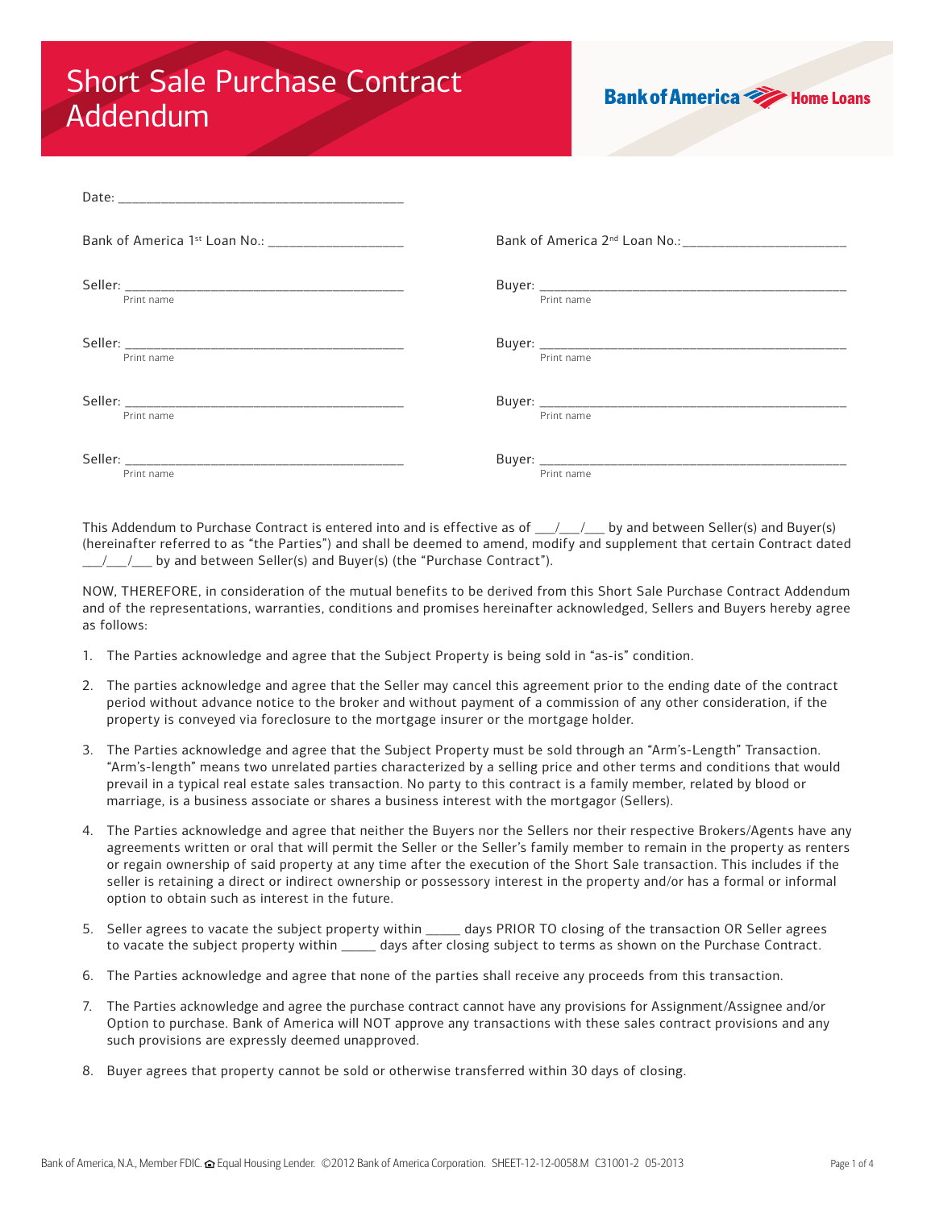# Short Sale Purchase Contract Addendum

**Bank of America Home Loans**

Date: ___________________________________________

Bank of America 1st Loan No.: ____________________

Bank of America 2nd Loan No.: ________________________

Seller: __________________________________________
Print name

Seller: __________________________________________
Print name

Seller: __________________________________________
Print name

Seller: __________________________________________
Print name

Buyer: ______________________________________________
Print name

Buyer: ______________________________________________
Print name

Buyer: ______________________________________________
Print name

Buyer: ______________________________________________
Print name

This Addendum to Purchase Contract is entered into and is effective as of ___/___/___ by and between Seller(s) and Buyer(s) (hereinafter referred to as "the Parties") and shall be deemed to amend, modify and supplement that certain Contract dated ___/___/___ by and between Seller(s) and Buyer(s) (the "Purchase Contract").

NOW, THEREFORE, in consideration of the mutual benefits to be derived from this Short Sale Purchase Contract Addendum and of the representations, warranties, conditions and promises hereinafter acknowledged, Sellers and Buyers hereby agree as follows:

1. The Parties acknowledge and agree that the Subject Property is being sold in "as-is" condition.
2. The parties acknowledge and agree that the Seller may cancel this agreement prior to the ending date of the contract period without advance notice to the broker and without payment of a commission of any other consideration, if the property is conveyed via foreclosure to the mortgage insurer or the mortgage holder.
3. The Parties acknowledge and agree that the Subject Property must be sold through an "Arm's-Length" Transaction. "Arm's-length" means two unrelated parties characterized by a selling price and other terms and conditions that would prevail in a typical real estate sales transaction. No party to this contract is a family member, related by blood or marriage, is a business associate or shares a business interest with the mortgagor (Sellers).
4. The Parties acknowledge and agree that neither the Buyers nor the Sellers nor their respective Brokers/Agents have any agreements written or oral that will permit the Seller or the Seller's family member to remain in the property as renters or regain ownership of said property at any time after the execution of the Short Sale transaction. This includes if the seller is retaining a direct or indirect ownership or possessory interest in the property and/or has a formal or informal option to obtain such as interest in the future.
5. Seller agrees to vacate the subject property within _____ days PRIOR TO closing of the transaction OR Seller agrees to vacate the subject property within _____ days after closing subject to terms as shown on the Purchase Contract.
6. The Parties acknowledge and agree that none of the parties shall receive any proceeds from this transaction.
7. The Parties acknowledge and agree the purchase contract cannot have any provisions for Assignment/Assignee and/or Option to purchase. Bank of America will NOT approve any transactions with these sales contract provisions and any such provisions are expressly deemed unapproved.
8. Buyer agrees that property cannot be sold or otherwise transferred within 30 days of closing.

Bank of America, N.A., Member FDIC. Equal Housing Lender. ©2012 Bank of America Corporation. SHEET-12-12-0058.M C31001-2 05-2013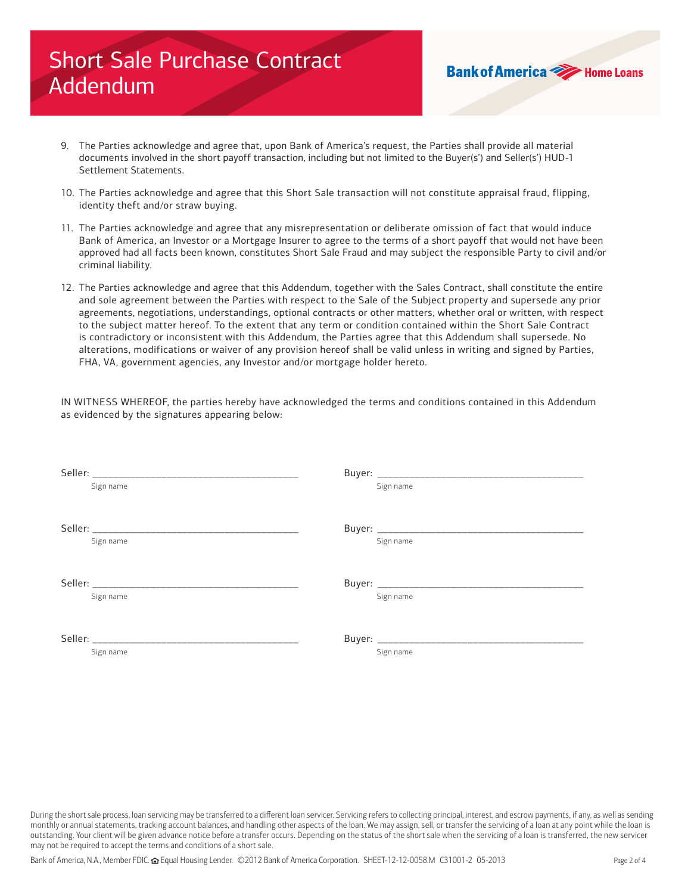# Short Sale Purchase Contract Addendum

9. The Parties acknowledge and agree that, upon Bank of America's request, the Parties shall provide all material documents involved in the short payoff transaction, including but not limited to the Buyer(s') and Seller(s') HUD-1 Settlement Statements.

10. The Parties acknowledge and agree that this Short Sale transaction will not constitute appraisal fraud, flipping, identity theft and/or straw buying.

11. The Parties acknowledge and agree that any misrepresentation or deliberate omission of fact that would induce Bank of America, an Investor or a Mortgage Insurer to agree to the terms of a short payoff that would not have been approved had all facts been known, constitutes Short Sale Fraud and may subject the responsible Party to civil and/or criminal liability.

12. The Parties acknowledge and agree that this Addendum, together with the Sales Contract, shall constitute the entire and sole agreement between the Parties with respect to the Sale of the Subject property and supersede any prior agreements, negotiations, understandings, optional contracts or other matters, whether oral or written, with respect to the subject matter hereof. To the extent that any term or condition contained within the Short Sale Contract is contradictory or inconsistent with this Addendum, the Parties agree that this Addendum shall supersede. No alterations, modifications or waiver of any provision hereof shall be valid unless in writing and signed by Parties, FHA, VA, government agencies, any Investor and/or mortgage holder hereto.

IN WITNESS WHEREOF, the parties hereby have acknowledged the terms and conditions contained in this Addendum as evidenced by the signatures appearing below:

Seller: ________________________________________ Buyer: ________________________________________
Sign name Sign name

Seller: ________________________________________ Buyer: ________________________________________
Sign name Sign name

Seller: ________________________________________ Buyer: ________________________________________
Sign name Sign name

Seller: ________________________________________ Buyer: ________________________________________
Sign name Sign name

During the short sale process, loan servicing may be transferred to a different loan servicer. Servicing refers to collecting principal, interest, and escrow payments, if any, as well as sending monthly or annual statements, tracking account balances, and handling other aspects of the loan. We may assign, sell, or transfer the servicing of a loan at any point while the loan is outstanding. Your client will be given advance notice before a transfer occurs. Depending on the status of the short sale when the servicing of a loan is transferred, the new servicer may not be required to accept the terms and conditions of a short sale.

Bank of America, N.A., Member FDIC. Equal Housing Lender. ©2012 Bank of America Corporation. SHEET-12-12-0058.M C31001-2 05-2013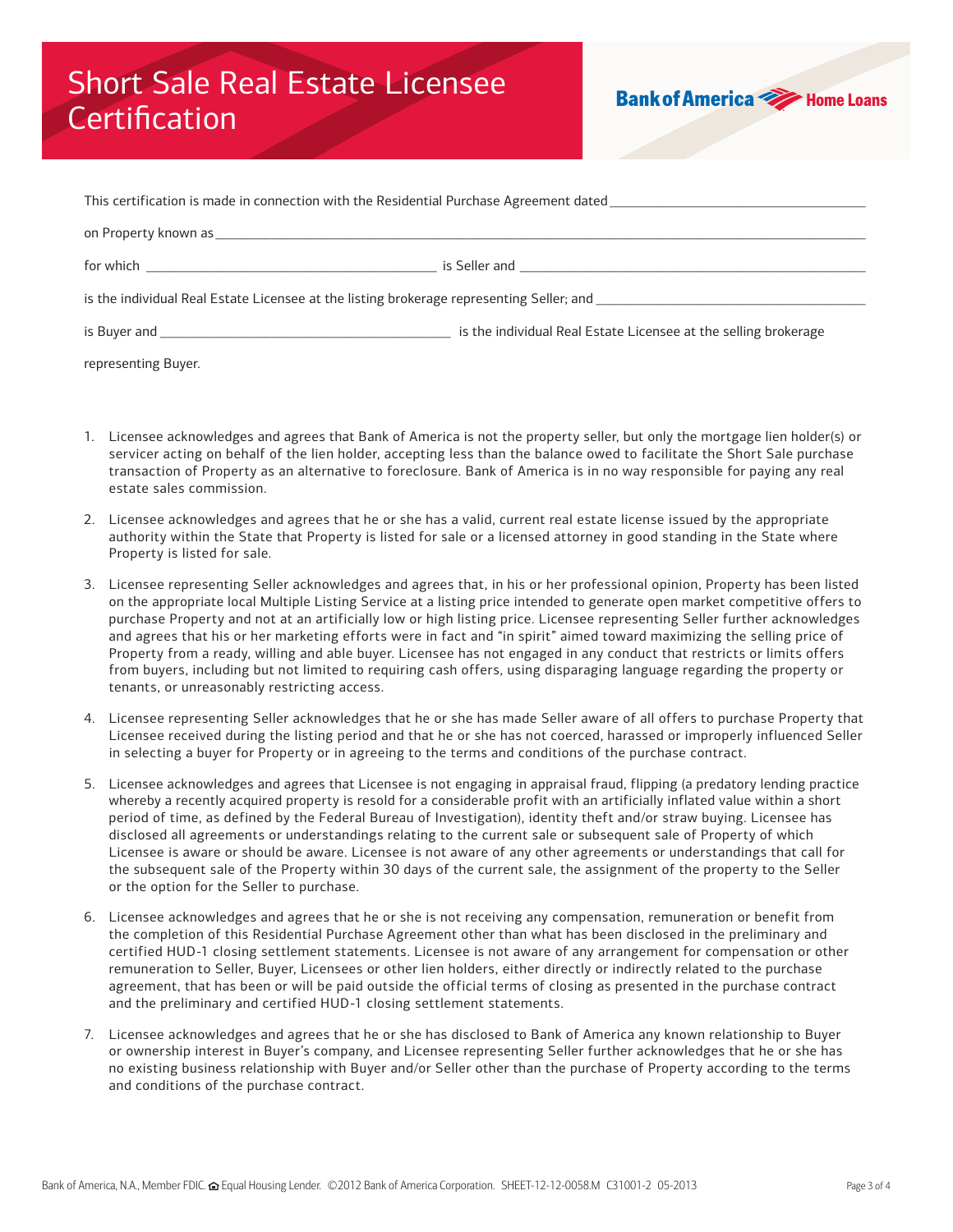# Short Sale Real Estate Licensee Certification

Bank of America Home Loans

This certification is made in connection with the Residential Purchase Agreement dated ___________________________________

on Property known as ___________________________________________________________________________________________

for which _________________________________ is Seller and _____________________________________________

is the individual Real Estate Licensee at the listing brokerage representing Seller; and ___________________________________

is Buyer and _________________________________ is the individual Real Estate Licensee at the selling brokerage

representing Buyer.

1. Licensee acknowledges and agrees that Bank of America is not the property seller, but only the mortgage lien holder(s) or servicer acting on behalf of the lien holder, accepting less than the balance owed to facilitate the Short Sale purchase transaction of Property as an alternative to foreclosure. Bank of America is in no way responsible for paying any real estate sales commission.

2. Licensee acknowledges and agrees that he or she has a valid, current real estate license issued by the appropriate authority within the State that Property is listed for sale or a licensed attorney in good standing in the State where Property is listed for sale.

3. Licensee representing Seller acknowledges and agrees that, in his or her professional opinion, Property has been listed on the appropriate local Multiple Listing Service at a listing price intended to generate open market competitive offers to purchase Property and not at an artificially low or high listing price. Licensee representing Seller further acknowledges and agrees that his or her marketing efforts were in fact and "in spirit" aimed toward maximizing the selling price of Property from a ready, willing and able buyer. Licensee has not engaged in any conduct that restricts or limits offers from buyers, including but not limited to requiring cash offers, using disparaging language regarding the property or tenants, or unreasonably restricting access.

4. Licensee representing Seller acknowledges that he or she has made Seller aware of all offers to purchase Property that Licensee received during the listing period and that he or she has not coerced, harassed or improperly influenced Seller in selecting a buyer for Property or in agreeing to the terms and conditions of the purchase contract.

5. Licensee acknowledges and agrees that Licensee is not engaging in appraisal fraud, flipping (a predatory lending practice whereby a recently acquired property is resold for a considerable profit with an artificially inflated value within a short period of time, as defined by the Federal Bureau of Investigation), identity theft and/or straw buying. Licensee has disclosed all agreements or understandings relating to the current sale or subsequent sale of Property of which Licensee is aware or should be aware. Licensee is not aware of any other agreements or understandings that call for the subsequent sale of the Property within 30 days of the current sale, the assignment of the property to the Seller or the option for the Seller to purchase.

6. Licensee acknowledges and agrees that he or she is not receiving any compensation, remuneration or benefit from the completion of this Residential Purchase Agreement other than what has been disclosed in the preliminary and certified HUD-1 closing settlement statements. Licensee is not aware of any arrangement for compensation or other remuneration to Seller, Buyer, Licensees or other lien holders, either directly or indirectly related to the purchase agreement, that has been or will be paid outside the official terms of closing as presented in the purchase contract and the preliminary and certified HUD-1 closing settlement statements.

7. Licensee acknowledges and agrees that he or she has disclosed to Bank of America any known relationship to Buyer or ownership interest in Buyer's company, and Licensee representing Seller further acknowledges that he or she has no existing business relationship with Buyer and/or Seller other than the purchase of Property according to the terms and conditions of the purchase contract.

Bank of America, N.A., Member FDIC. Equal Housing Lender. ©2012 Bank of America Corporation. SHEET-12-12-0058.M C31001-2 05-2013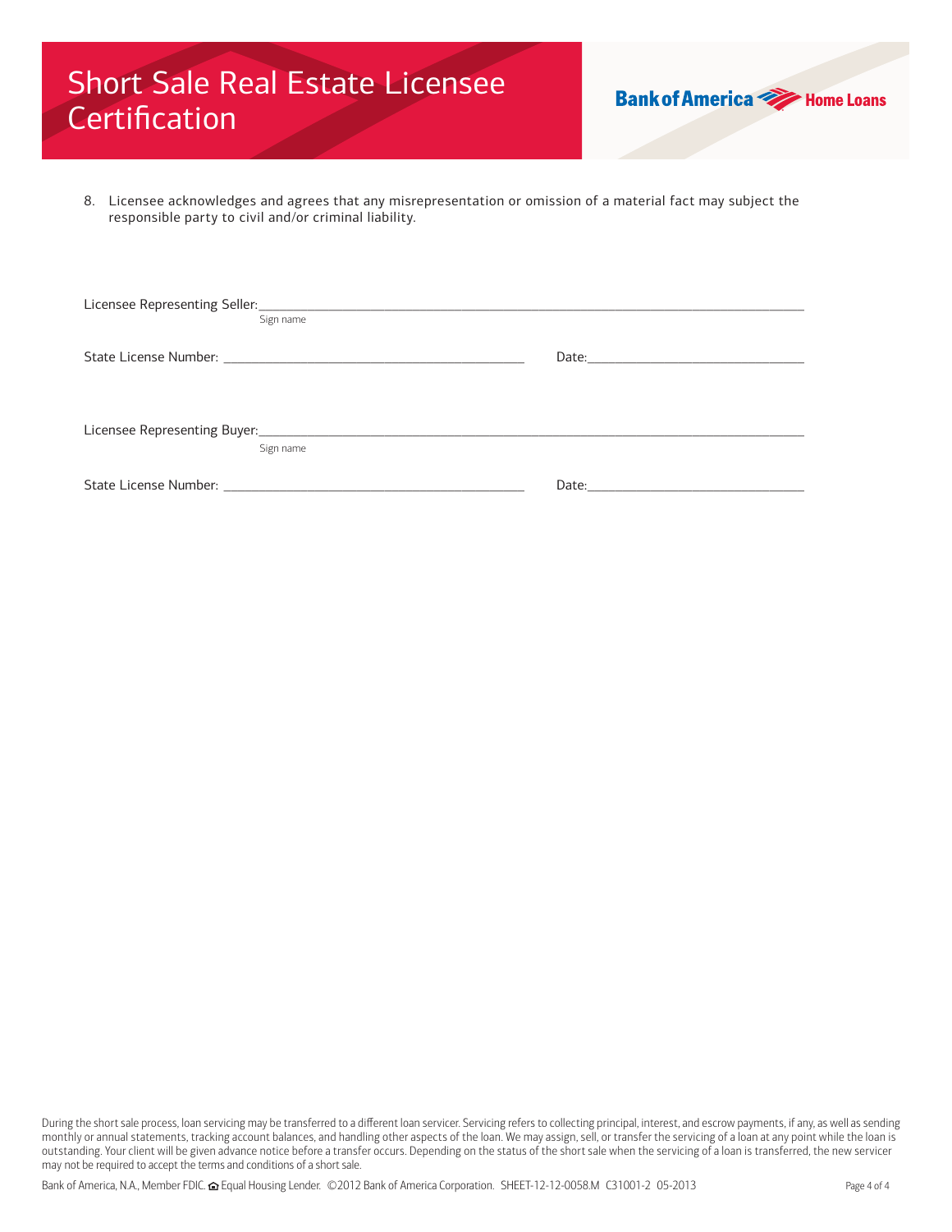8. Licensee acknowledges and agrees that any misrepresentation or omission of a material fact may subject the responsible party to civil and/or criminal liability.

Licensee Representing Seller:______________________________________________
Sign name

State License Number: ______________________________ Date:______________________

Licensee Representing Buyer:______________________________________________
Sign name

State License Number: ______________________________ Date:______________________

During the short sale process, loan servicing may be transferred to a different loan servicer. Servicing refers to collecting principal, interest, and escrow payments, if any, as well as sending monthly or annual statements, tracking account balances, and handling other aspects of the loan. We may assign, sell, or transfer the servicing of a loan at any point while the loan is outstanding. Your client will be given advance notice before a transfer occurs. Depending on the status of the short sale when the servicing of a loan is transferred, the new servicer may not be required to accept the terms and conditions of a short sale.

Bank of America, N.A., Member FDIC. Equal Housing Lender. ©2012 Bank of America Corporation. SHEET-12-12-0058.M C31001-2 05-2013